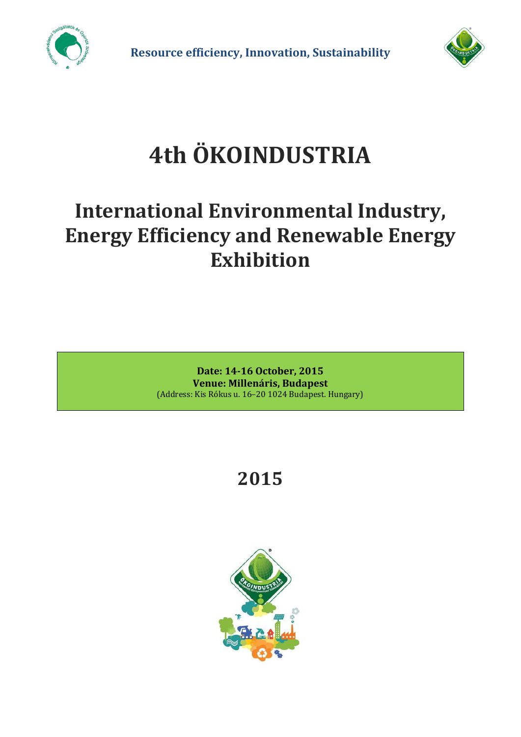**Resource efficiency, Innovation, Sustainability**

# 4th ÖKOINDUSTRIA

## International Environmental Industry, Energy Efficiency and Renewable Energy Exhibition

**Date: 14-16 October, 2015**
**Venue: Millenáris, Budapest**
(Address: Kis Rókus u. 16–20 1024 Budapest. Hungary)

## 2015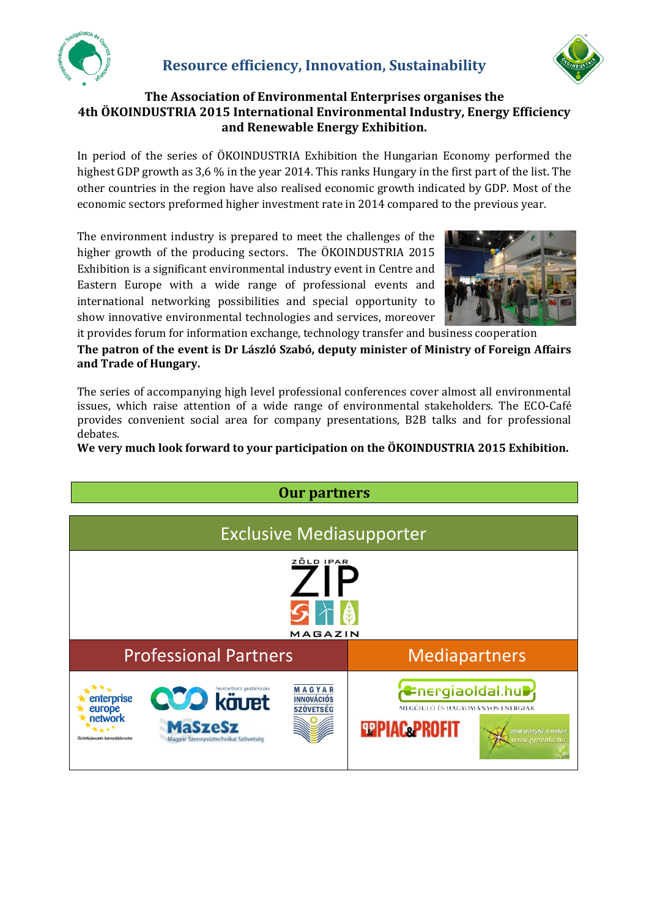## Resource efficiency, Innovation, Sustainability

**The Association of Environmental Enterprises organises the 4th ÖKOINDUSTRIA 2015 International Environmental Industry, Energy Efficiency and Renewable Energy Exhibition.**

In period of the series of ÖKOINDUSTRIA Exhibition the Hungarian Economy performed the highest GDP growth as 3,6 % in the year 2014. This ranks Hungary in the first part of the list. The other countries in the region have also realised economic growth indicated by GDP. Most of the economic sectors preformed higher investment rate in 2014 compared to the previous year.

The environment industry is prepared to meet the challenges of the higher growth of the producing sectors. The ÖKOINDUSTRIA 2015 Exhibition is a significant environmental industry event in Centre and Eastern Europe with a wide range of professional events and international networking possibilities and special opportunity to show innovative environmental technologies and services, moreover it provides forum for information exchange, technology transfer and business cooperation

**The patron of the event is Dr László Szabó, deputy minister of Ministry of Foreign Affairs and Trade of Hungary.**

The series of accompanying high level professional conferences cover almost all environmental issues, which raise attention of a wide range of environmental stakeholders. The ECO-Café provides convenient social area for company presentations, B2B talks and for professional debates.

**We very much look forward to your participation on the ÖKOINDUSTRIA 2015 Exhibition.**

## Our partners

### Exclusive Mediasupporter

ZÖLD IPAR ZIP MAGAZIN

| Professional Partners | Mediapartners |
|---|---|
| enterprise europe network – Üzletfejlesztés karnyújtásnyira; fenntartható gazdálkodás KÖVET; MAGYAR INNOVÁCIÓS SZÖVETSÉG; MaSzeSz – Magyar Szennyvíztechnikai Szövetség | Energiaoldal.hu – MEGÚJULÓ ÉS HAGYOMÁNYOS ENERGIÁK; PIAC&PROFIT; zöld iránytű a neten www.greenfo.hu |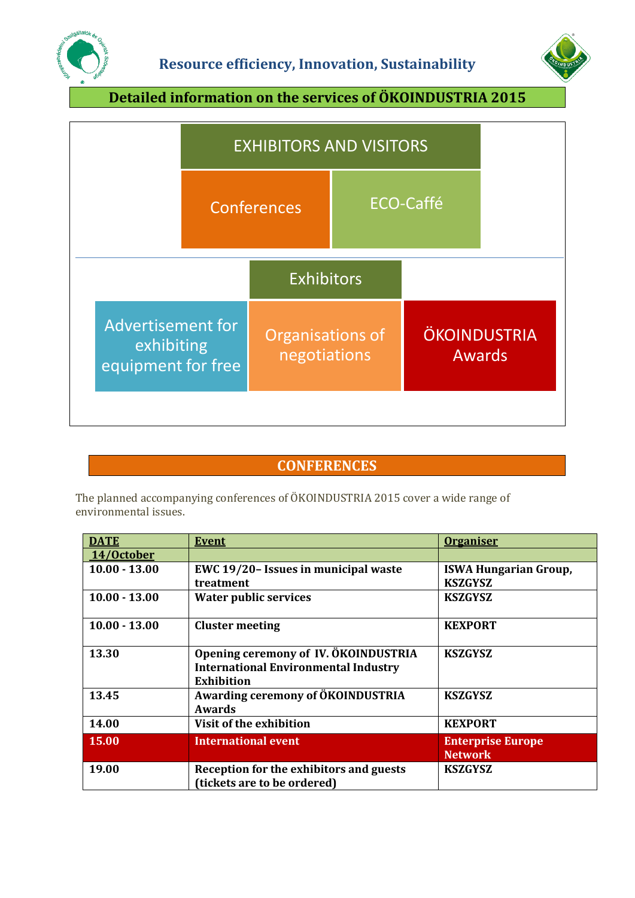## Resource efficiency, Innovation, Sustainability

### Detailed information on the services of ÖKOINDUSTRIA 2015

EXHIBITORS AND VISITORS

- Conferences
- ECO-Caffé

Exhibitors

- Advertisement for exhibiting equipment for free
- Organisations of negotiations
- ÖKOINDUSTRIA Awards

## CONFERENCES

The planned accompanying conferences of ÖKOINDUSTRIA 2015 cover a wide range of environmental issues.

| DATE | Event | Organiser |
|---|---|---|
| 14/October | | |
| 10.00 - 13.00 | EWC 19/20– Issues in municipal waste treatment | ISWA Hungarian Group, KSZGYSZ |
| 10.00 - 13.00 | Water public services | KSZGYSZ |
| 10.00 - 13.00 | Cluster meeting | KEXPORT |
| 13.30 | Opening ceremony of IV. ÖKOINDUSTRIA International Environmental Industry Exhibition | KSZGYSZ |
| 13.45 | Awarding ceremony of ÖKOINDUSTRIA Awards | KSZGYSZ |
| 14.00 | Visit of the exhibition | KEXPORT |
| 15.00 | International event | Enterprise Europe Network |
| 19.00 | Reception for the exhibitors and guests (tickets are to be ordered) | KSZGYSZ |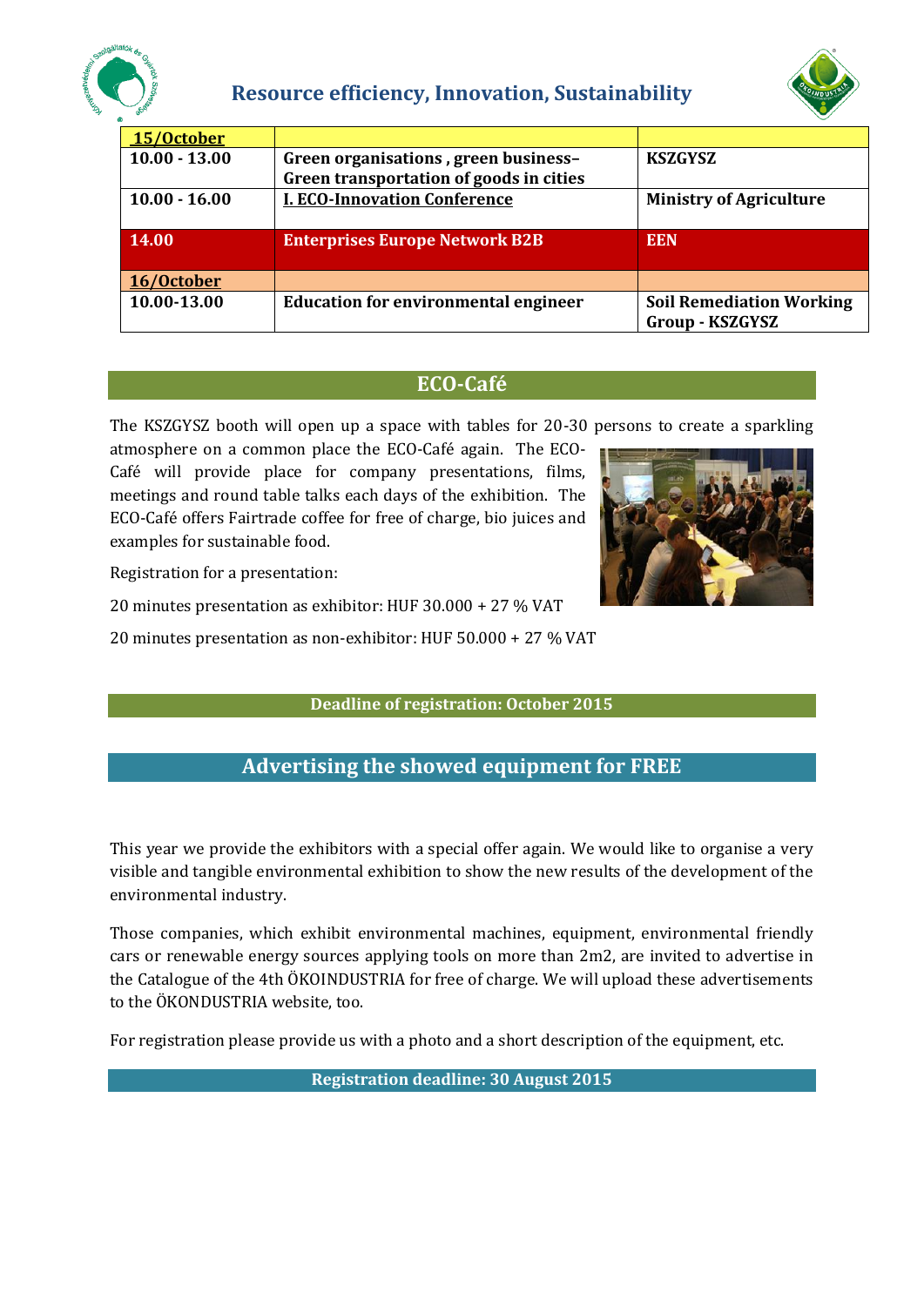| 15/October | | |
|---|---|---|
| **10.00 - 13.00** | **Green organisations , green business– Green transportation of goods in cities** | **KSZGYSZ** |
| **10.00 - 16.00** | **I. ECO-Innovation Conference** | **Ministry of Agriculture** |
| **14.00** | **Enterprises Europe Network B2B** | **EEN** |
| **16/October** | | |
| **10.00-13.00** | **Education for environmental engineer** | **Soil Remediation Working Group - KSZGYSZ** |

## ECO-Café

The KSZGYSZ booth will open up a space with tables for 20-30 persons to create a sparkling atmosphere on a common place the ECO-Café again. The ECO-Café will provide place for company presentations, films, meetings and round table talks each days of the exhibition. The ECO-Café offers Fairtrade coffee for free of charge, bio juices and examples for sustainable food.

Registration for a presentation:

20 minutes presentation as exhibitor: HUF 30.000 + 27 % VAT

20 minutes presentation as non-exhibitor: HUF 50.000 + 27 % VAT

**Deadline of registration: October 2015**

## Advertising the showed equipment for FREE

This year we provide the exhibitors with a special offer again. We would like to organise a very visible and tangible environmental exhibition to show the new results of the development of the environmental industry.

Those companies, which exhibit environmental machines, equipment, environmental friendly cars or renewable energy sources applying tools on more than 2m2, are invited to advertise in the Catalogue of the 4th ÖKOINDUSTRIA for free of charge. We will upload these advertisements to the ÖKONDUSTRIA website, too.

For registration please provide us with a photo and a short description of the equipment, etc.

**Registration deadline: 30 August 2015**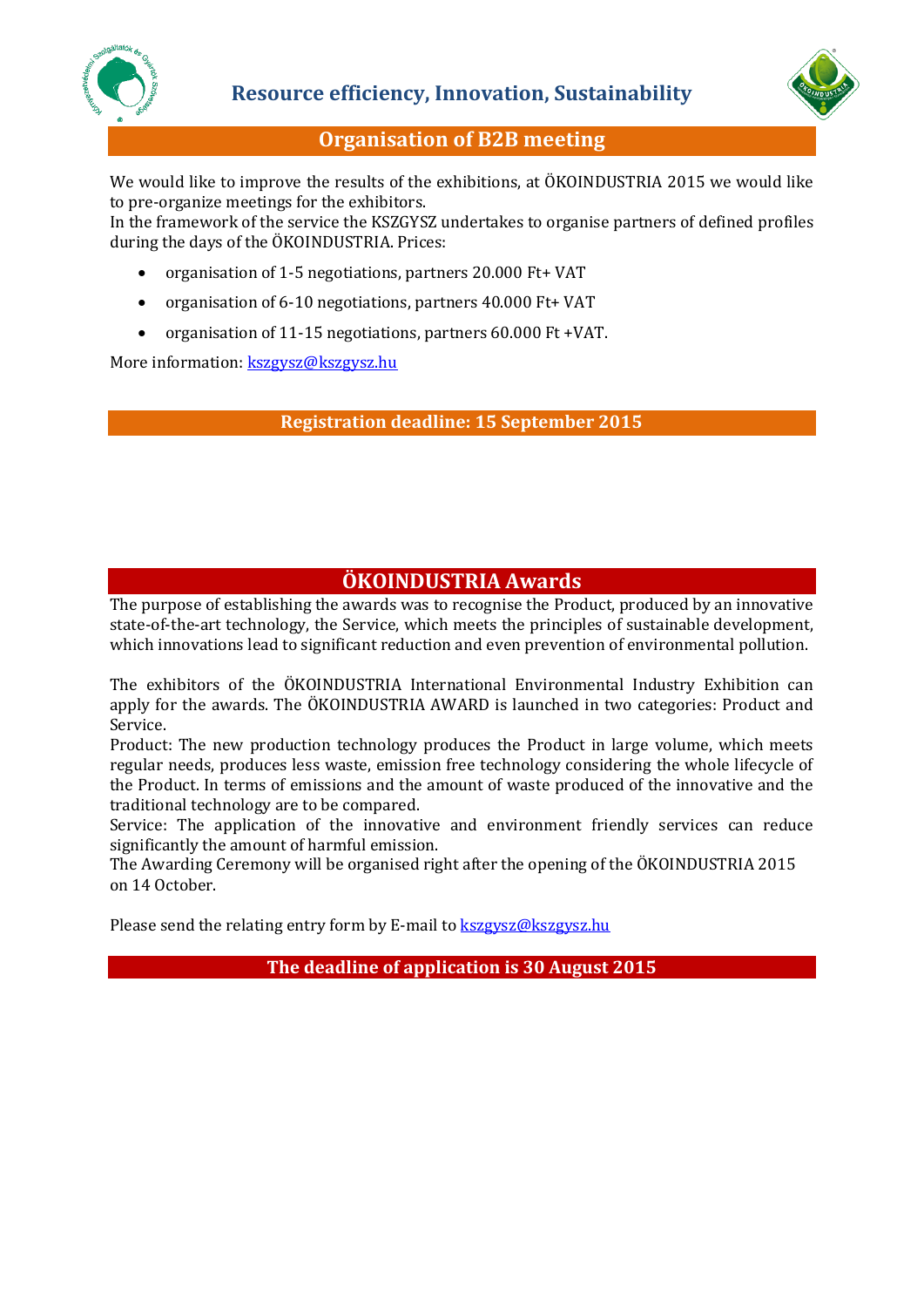**Resource efficiency, Innovation, Sustainability**

## Organisation of B2B meeting

We would like to improve the results of the exhibitions, at ÖKOINDUSTRIA 2015 we would like to pre-organize meetings for the exhibitors.
In the framework of the service the KSZGYSZ undertakes to organise partners of defined profiles during the days of the ÖKOINDUSTRIA. Prices:

- organisation of 1-5 negotiations, partners 20.000 Ft+ VAT
- organisation of 6-10 negotiations, partners 40.000 Ft+ VAT
- organisation of 11-15 negotiations, partners 60.000 Ft +VAT.

More information: kszgysz@kszgysz.hu

**Registration deadline: 15 September 2015**

## ÖKOINDUSTRIA Awards

The purpose of establishing the awards was to recognise the Product, produced by an innovative state-of-the-art technology, the Service, which meets the principles of sustainable development, which innovations lead to significant reduction and even prevention of environmental pollution.

The exhibitors of the ÖKOINDUSTRIA International Environmental Industry Exhibition can apply for the awards. The ÖKOINDUSTRIA AWARD is launched in two categories: Product and Service.
Product: The new production technology produces the Product in large volume, which meets regular needs, produces less waste, emission free technology considering the whole lifecycle of the Product. In terms of emissions and the amount of waste produced of the innovative and the traditional technology are to be compared.
Service: The application of the innovative and environment friendly services can reduce significantly the amount of harmful emission.
The Awarding Ceremony will be organised right after the opening of the ÖKOINDUSTRIA 2015 on 14 October.

Please send the relating entry form by E-mail to kszgysz@kszgysz.hu

**The deadline of application is 30 August 2015**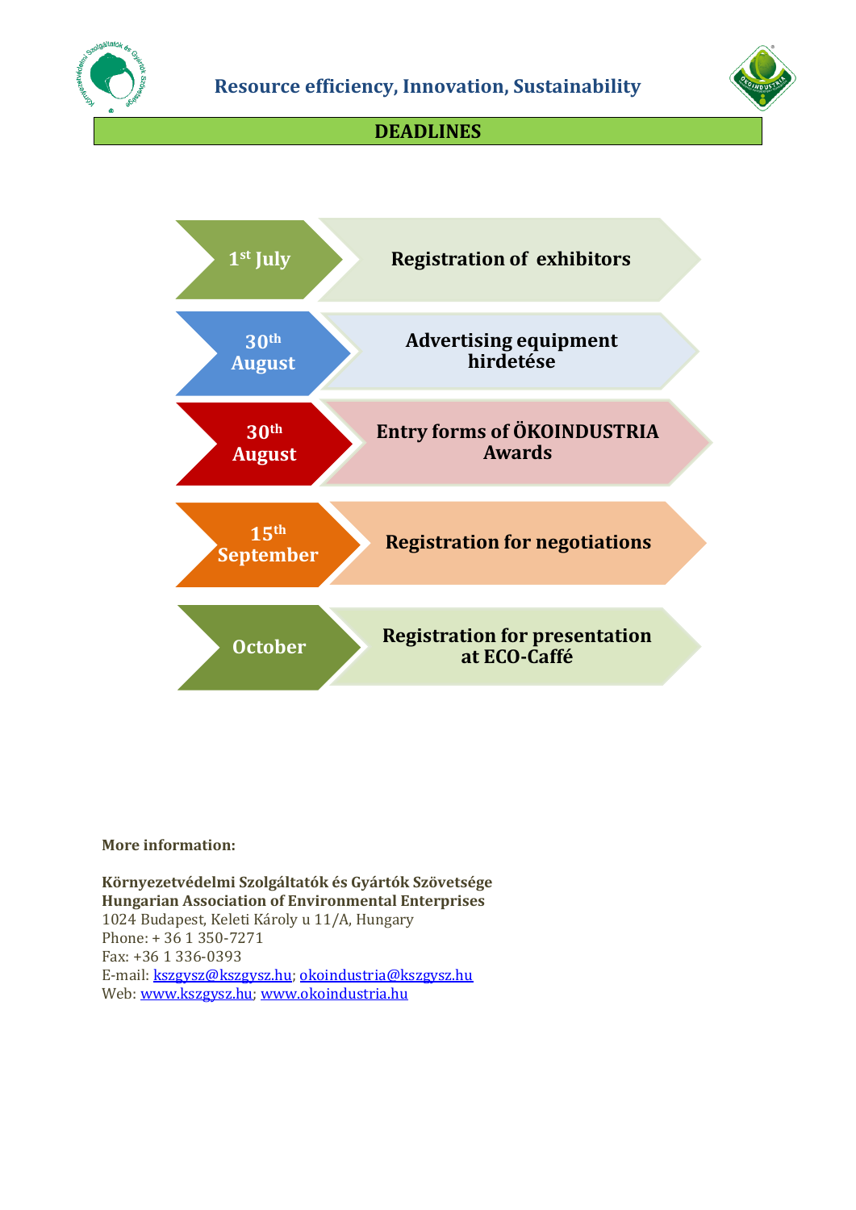Resource efficiency, Innovation, Sustainability

## DEADLINES

- **1st July** — **Registration of exhibitors**
- **30th August** — **Advertising equipment hirdetése**
- **30th August** — **Entry forms of ÖKOINDUSTRIA Awards**
- **15th September** — **Registration for negotiations**
- **October** — **Registration for presentation at ECO-Caffé**

**More information:**

**Környezetvédelmi Szolgáltatók és Gyártók Szövetsége**
**Hungarian Association of Environmental Enterprises**
1024 Budapest, Keleti Károly u 11/A, Hungary
Phone: + 36 1 350-7271
Fax: +36 1 336-0393
E-mail: kszgysz@kszgysz.hu; okoindustria@kszgysz.hu
Web: www.kszgysz.hu; www.okoindustria.hu